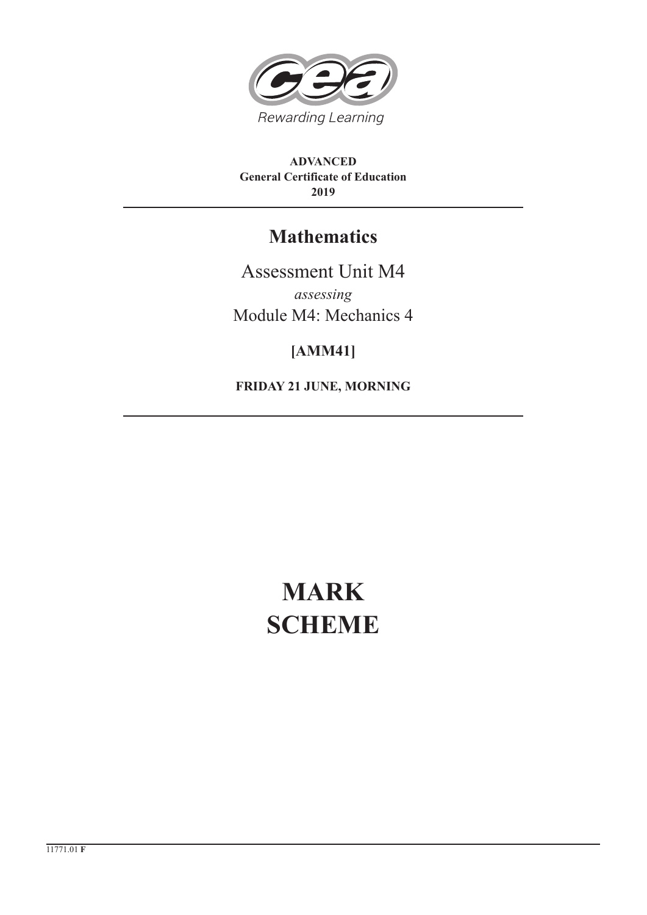Rewarding Learning

**ADVANCED**
**General Certificate of Education**
**2019**

# Mathematics

Assessment Unit M4

*assessing*

Module M4: Mechanics 4

**[AMM41]**

**FRIDAY 21 JUNE, MORNING**

# MARK SCHEME

11771.01 **F**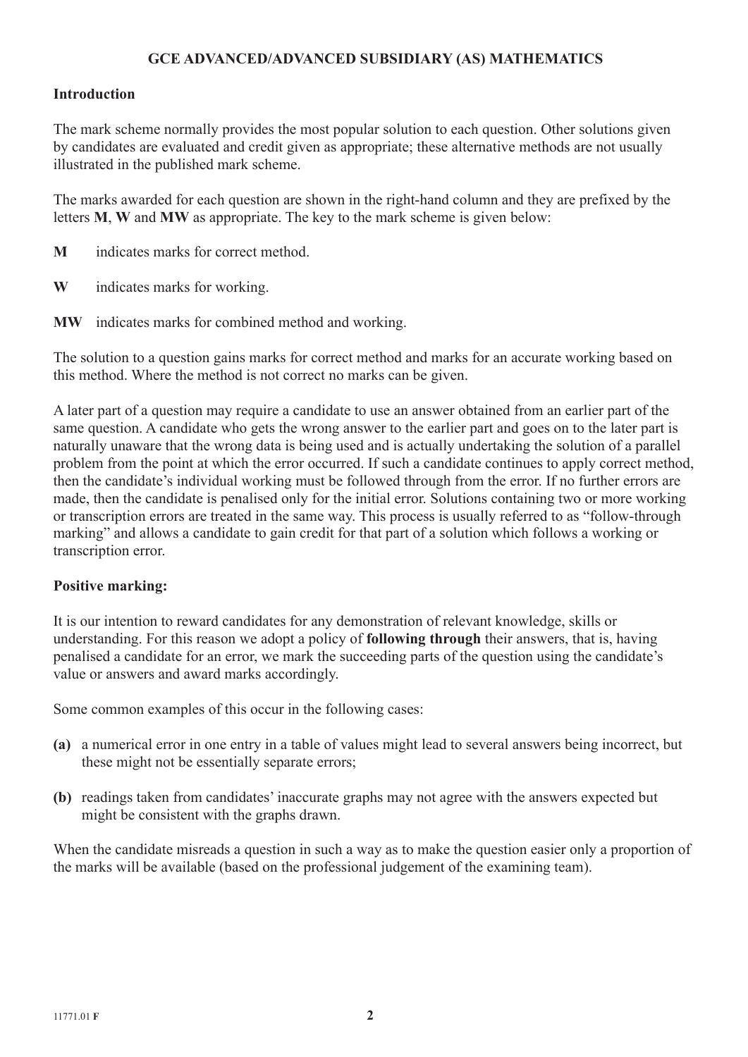**GCE ADVANCED/ADVANCED SUBSIDIARY (AS) MATHEMATICS**

**Introduction**

The mark scheme normally provides the most popular solution to each question. Other solutions given by candidates are evaluated and credit given as appropriate; these alternative methods are not usually illustrated in the published mark scheme.

The marks awarded for each question are shown in the right-hand column and they are prefixed by the letters **M**, **W** and **MW** as appropriate. The key to the mark scheme is given below:

**M** indicates marks for correct method.

**W** indicates marks for working.

**MW** indicates marks for combined method and working.

The solution to a question gains marks for correct method and marks for an accurate working based on this method. Where the method is not correct no marks can be given.

A later part of a question may require a candidate to use an answer obtained from an earlier part of the same question. A candidate who gets the wrong answer to the earlier part and goes on to the later part is naturally unaware that the wrong data is being used and is actually undertaking the solution of a parallel problem from the point at which the error occurred. If such a candidate continues to apply correct method, then the candidate's individual working must be followed through from the error. If no further errors are made, then the candidate is penalised only for the initial error. Solutions containing two or more working or transcription errors are treated in the same way. This process is usually referred to as "follow-through marking" and allows a candidate to gain credit for that part of a solution which follows a working or transcription error.

**Positive marking:**

It is our intention to reward candidates for any demonstration of relevant knowledge, skills or understanding. For this reason we adopt a policy of **following through** their answers, that is, having penalised a candidate for an error, we mark the succeeding parts of the question using the candidate's value or answers and award marks accordingly.

Some common examples of this occur in the following cases:

**(a)** a numerical error in one entry in a table of values might lead to several answers being incorrect, but these might not be essentially separate errors;

**(b)** readings taken from candidates' inaccurate graphs may not agree with the answers expected but might be consistent with the graphs drawn.

When the candidate misreads a question in such a way as to make the question easier only a proportion of the marks will be available (based on the professional judgement of the examining team).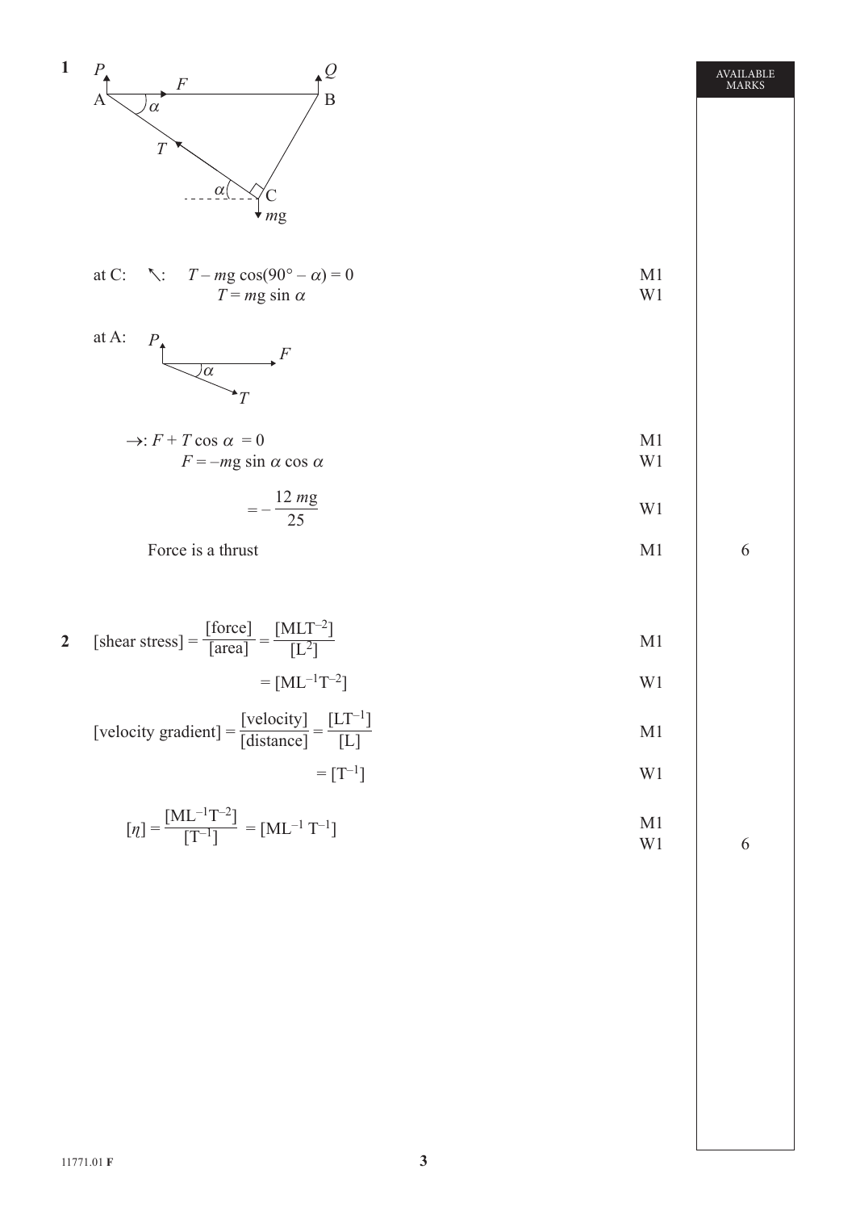AVAILABLE MARKS

**1**

at C: $\nwarrow$: $T - mg\cos(90° - \alpha) = 0$ — M1

$T = mg\sin\alpha$ — W1

at A:

$\rightarrow$: $F + T\cos\alpha = 0$ — M1

$F = -mg\sin\alpha\cos\alpha$ — W1

$= -\dfrac{12\,mg}{25}$ — W1

Force is a thrust — M1 — **6**

**2** $[\text{shear stress}] = \dfrac{[\text{force}]}{[\text{area}]} = \dfrac{[\text{MLT}^{-2}]}{[\text{L}^2]}$ — M1

$= [\text{ML}^{-1}\text{T}^{-2}]$ — W1

$[\text{velocity gradient}] = \dfrac{[\text{velocity}]}{[\text{distance}]} = \dfrac{[\text{LT}^{-1}]}{[\text{L}]}$ — M1

$= [\text{T}^{-1}]$ — W1

$[\eta] = \dfrac{[\text{ML}^{-1}\text{T}^{-2}]}{[\text{T}^{-1}]} = [\text{ML}^{-1}\,\text{T}^{-1}]$ — M1 W1 — **6**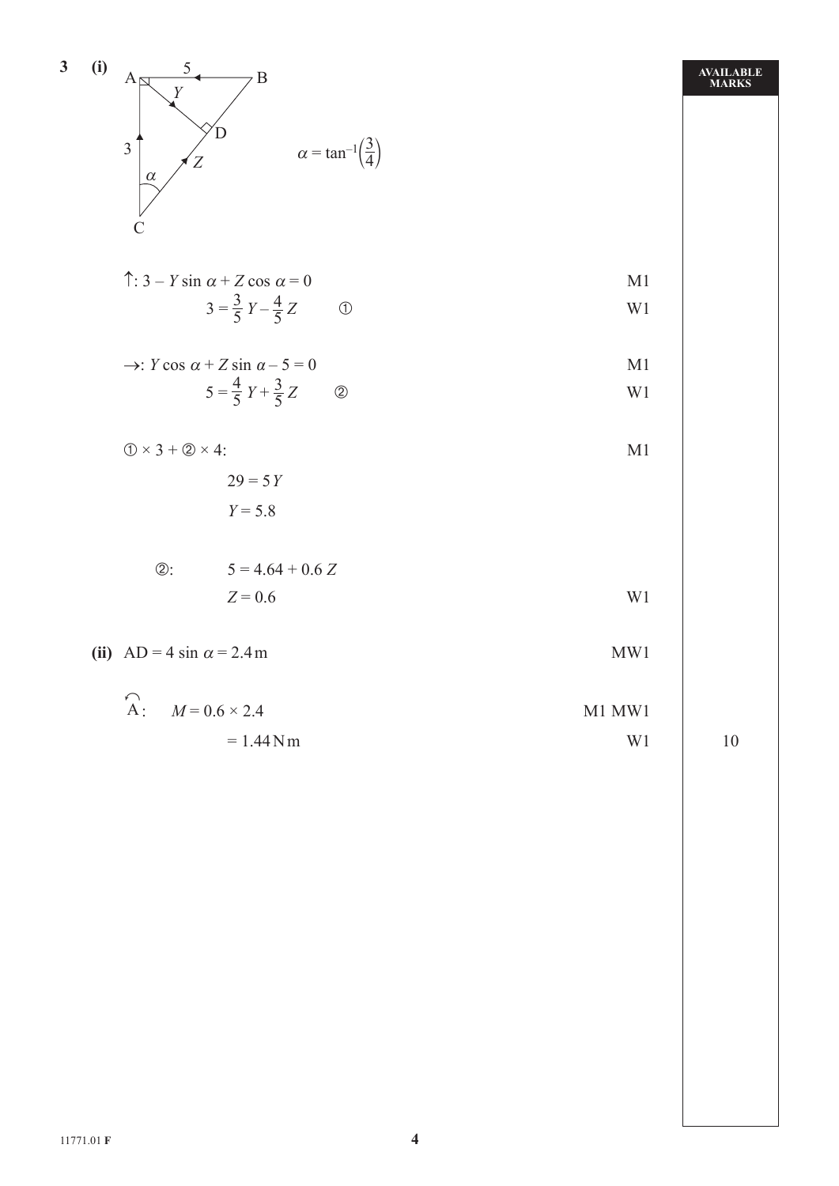**3 (i)**

$\alpha = \tan^{-1}\left(\frac{3}{4}\right)$

| | Marks | AVAILABLE MARKS |
|---|---|---|
| $\uparrow$: $3 - Y\sin\alpha + Z\cos\alpha = 0$ | M1 | |
| $3 = \frac{3}{5}Y - \frac{4}{5}Z$ ① | W1 | |
| $\rightarrow$: $Y\cos\alpha + Z\sin\alpha - 5 = 0$ | M1 | |
| $5 = \frac{4}{5}Y + \frac{3}{5}Z$ ② | W1 | |
| ① × 3 + ② × 4: | M1 | |
| $29 = 5Y$ | | |
| $Y = 5.8$ | | |
| ②: $5 = 4.64 + 0.6Z$ | | |
| $Z = 0.6$ | W1 | |

**(ii)**

| | Marks | AVAILABLE MARKS |
|---|---|---|
| $AD = 4\sin\alpha = 2.4\,\text{m}$ | MW1 | |
| $\overset{\frown}{A}$: $M = 0.6 \times 2.4$ | M1 MW1 | |
| $= 1.44\,\text{N m}$ | W1 | 10 |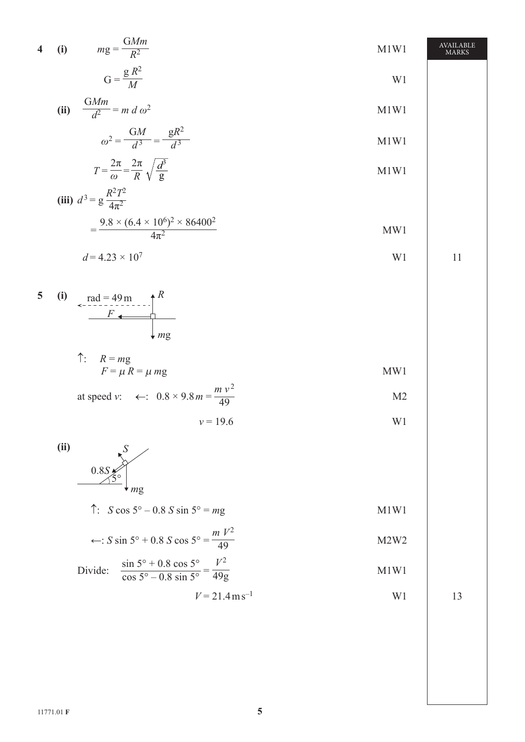**4** **(i)** $mg = \dfrac{GMm}{R^2}$ M1W1

$G = \dfrac{gR^2}{M}$ W1

**(ii)** $\dfrac{GMm}{d^2} = m\,d\,\omega^2$ M1W1

$\omega^2 = \dfrac{GM}{d^3} = \dfrac{gR^2}{d^3}$ M1W1

$T = \dfrac{2\pi}{\omega} = \dfrac{2\pi}{R}\sqrt{\dfrac{d^3}{g}}$ M1W1

**(iii)** $d^3 = g\,\dfrac{R^2T^2}{4\pi^2}$

$= \dfrac{9.8 \times (6.4 \times 10^6)^2 \times 86400^2}{4\pi^2}$ MW1

$d = 4.23 \times 10^7$ W1 — **11**

**5** **(i)** (Diagram: rad = 49 m; forces $R$ up, $F$ horizontal towards centre, $mg$ down)

↑: $R = mg$

$F = \mu R = \mu mg$ MW1

at speed $v$: ←: $0.8 \times 9.8m = \dfrac{mv^2}{49}$ M2

$v = 19.6$ W1

**(ii)** (Diagram: slope at $5°$; forces $S$ normal, $0.8S$ down the slope, $mg$ down)

↑: $S\cos 5° - 0.8\,S\sin 5° = mg$ M1W1

←: $S\sin 5° + 0.8\,S\cos 5° = \dfrac{mV^2}{49}$ M2W2

Divide: $\dfrac{\sin 5° + 0.8\cos 5°}{\cos 5° - 0.8\sin 5°} = \dfrac{V^2}{49g}$ M1W1

$V = 21.4\,\text{m s}^{-1}$ W1 — **13**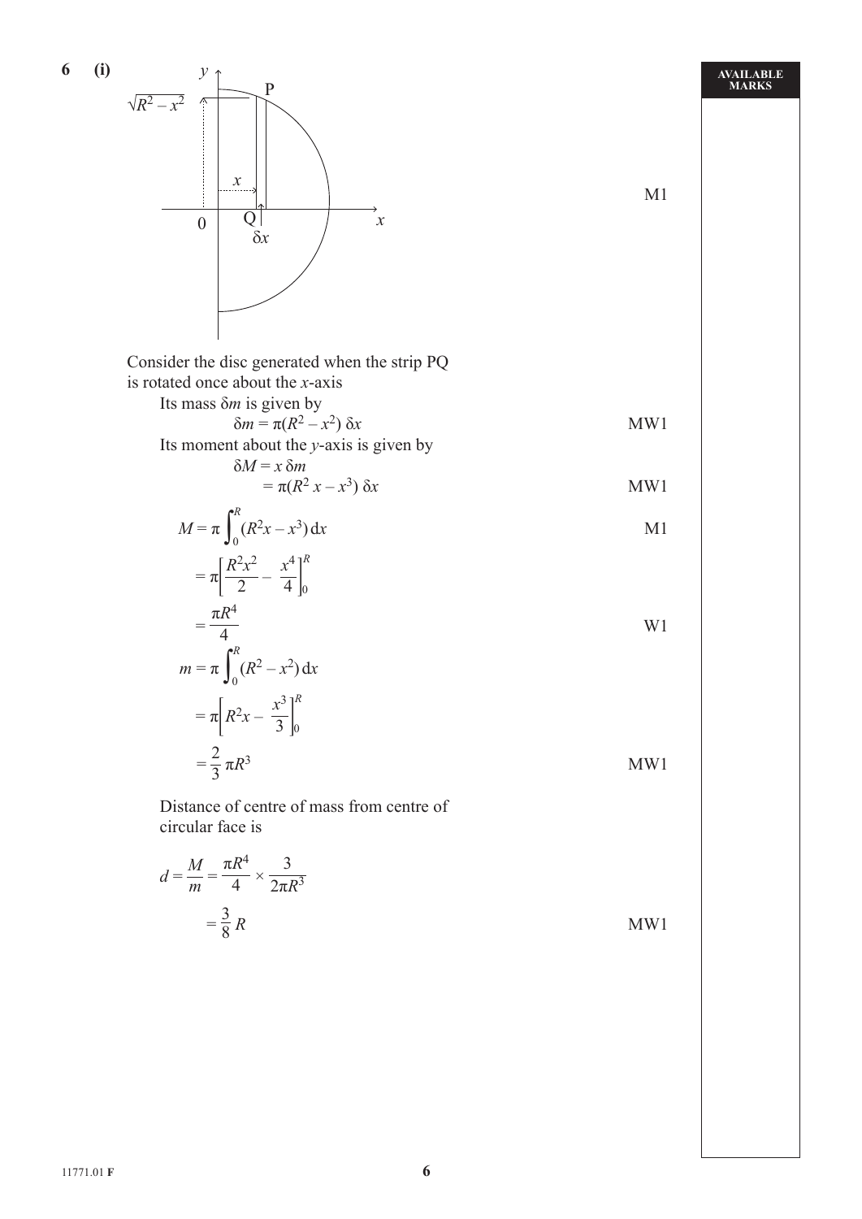**6 (i)**

Consider the disc generated when the strip PQ is rotated once about the $x$-axis — M1

Its mass $\delta m$ is given by

$$\delta m = \pi(R^2 - x^2)\,\delta x$$ MW1

Its moment about the $y$-axis is given by

$$\delta M = x\,\delta m$$

$$= \pi(R^2 x - x^3)\,\delta x$$ MW1

$$M = \pi \int_0^R (R^2 x - x^3)\,dx$$ M1

$$= \pi \left[ \frac{R^2 x^2}{2} - \frac{x^4}{4} \right]_0^R$$

$$= \frac{\pi R^4}{4}$$ W1

$$m = \pi \int_0^R (R^2 - x^2)\,dx$$

$$= \pi \left[ R^2 x - \frac{x^3}{3} \right]_0^R$$

$$= \frac{2}{3}\pi R^3$$ MW1

Distance of centre of mass from centre of circular face is

$$d = \frac{M}{m} = \frac{\pi R^4}{4} \times \frac{3}{2\pi R^3}$$

$$= \frac{3}{8}R$$ MW1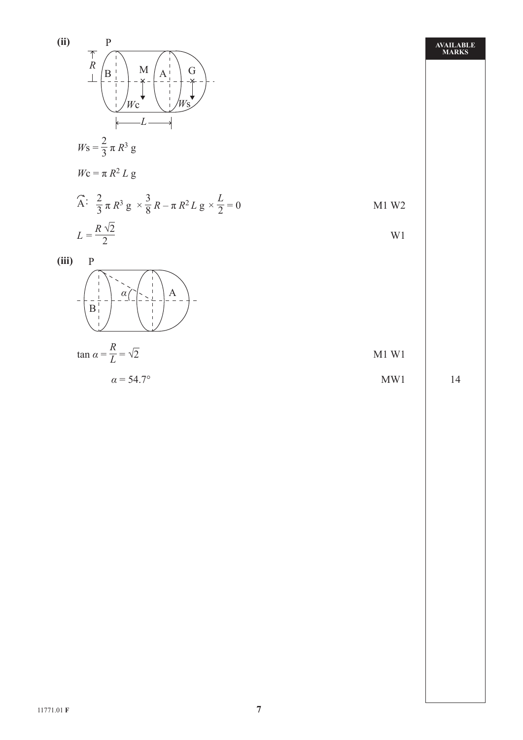**(ii)**

$$W\text{s} = \frac{2}{3}\pi R^3 \text{ g}$$

$$W\text{c} = \pi R^2 L \text{ g}$$

$\widehat{\text{A}}$: $\frac{2}{3}\pi R^3 \text{ g} \times \frac{3}{8}R - \pi R^2 L \text{ g} \times \frac{L}{2} = 0$ — M1 W2

$L = \frac{R\sqrt{2}}{2}$ — W1

**(iii)**

$\tan\alpha = \frac{R}{L} = \sqrt{2}$ — M1 W1

$\alpha = 54.7°$ — MW1

| AVAILABLE MARKS |
|---|
| 14 |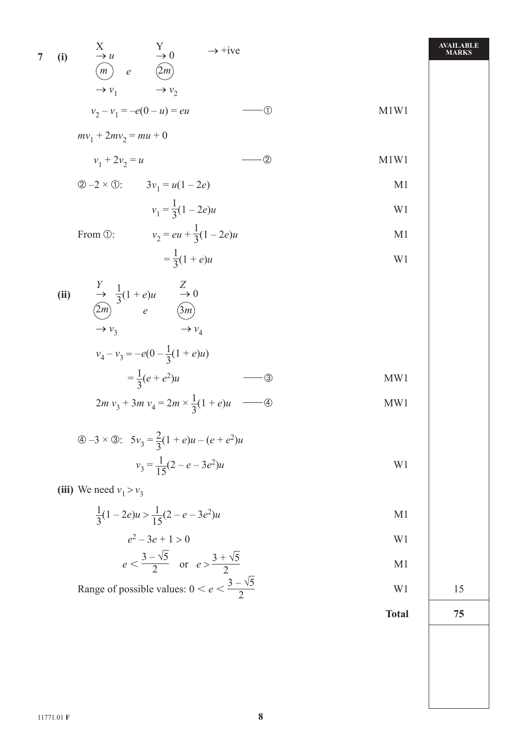| | | AVAILABLE MARKS |
|---|---|---|
| **7** **(i)** X: $\rightarrow u$, ($m$); $e$; Y: $\rightarrow 0$, ($2m$); $\rightarrow$ +ive | | |
| $\rightarrow v_1$ $\quad$ $\rightarrow v_2$ | | |
| $v_2 - v_1 = -e(0 - u) = eu$ ——① | M1W1 | |
| $mv_1 + 2mv_2 = mu + 0$ | | |
| $v_1 + 2v_2 = u$ ——② | M1W1 | |
| ② –2 × ①: $\quad 3v_1 = u(1 - 2e)$ | M1 | |
| $v_1 = \frac{1}{3}(1 - 2e)u$ | W1 | |
| From ①: $\quad v_2 = eu + \frac{1}{3}(1 - 2e)u$ | M1 | |
| $= \frac{1}{3}(1 + e)u$ | W1 | |
| **(ii)** Y: $\rightarrow \frac{1}{3}(1 + e)u$, ($2m$); $e$; Z: $\rightarrow 0$, ($3m$) | | |
| $\rightarrow v_3$ $\quad$ $\rightarrow v_4$ | | |
| $v_4 - v_3 = -e(0 - \frac{1}{3}(1 + e)u)$ | | |
| $= \frac{1}{3}(e + e^2)u$ ——③ | MW1 | |
| $2m\,v_3 + 3m\,v_4 = 2m \times \frac{1}{3}(1 + e)u$ ——④ | MW1 | |
| ④ –3 × ③: $\quad 5v_3 = \frac{2}{3}(1 + e)u - (e + e^2)u$ | | |
| $v_3 = \frac{1}{15}(2 - e - 3e^2)u$ | W1 | |
| **(iii)** We need $v_1 > v_3$ | | |
| $\frac{1}{3}(1 - 2e)u > \frac{1}{15}(2 - e - 3e^2)u$ | M1 | |
| $e^2 - 3e + 1 > 0$ | W1 | |
| $e < \frac{3 - \sqrt{5}}{2}$ or $e > \frac{3 + \sqrt{5}}{2}$ | M1 | |
| Range of possible values: $0 < e < \frac{3 - \sqrt{5}}{2}$ | W1 | 15 |
| | **Total** | **75** |